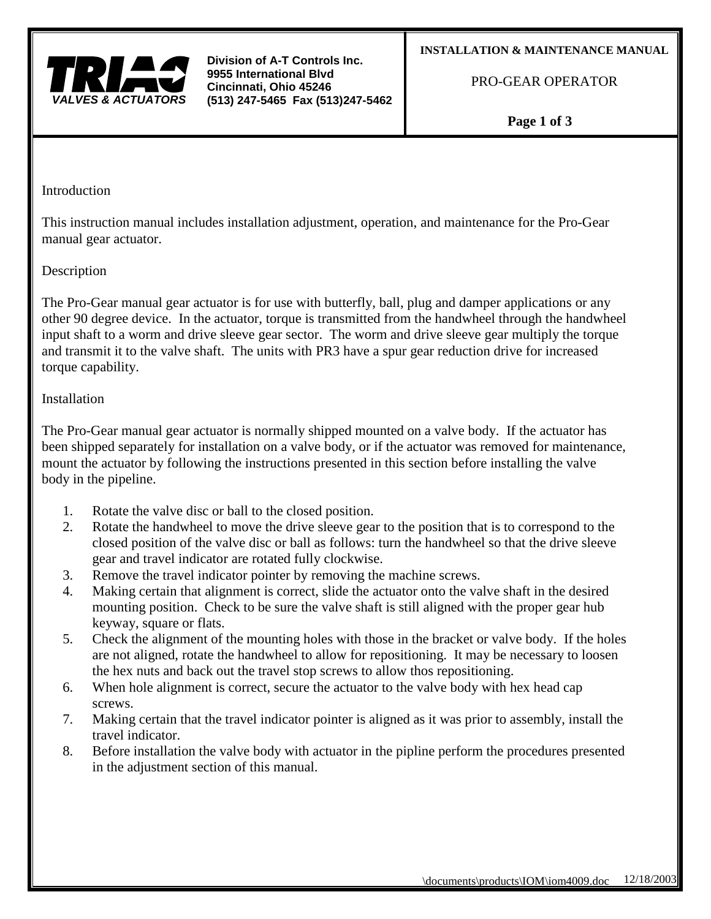**TRIAC**
*VALVES & ACTUATORS*

**Division of A-T Controls Inc.**
**9955 International Blvd**
**Cincinnati, Ohio 45246**
**(513) 247-5465 Fax (513)247-5462**

**INSTALLATION & MAINTENANCE MANUAL**

PRO-GEAR OPERATOR

## Introduction

This instruction manual includes installation adjustment, operation, and maintenance for the Pro-Gear manual gear actuator.

## Description

The Pro-Gear manual gear actuator is for use with butterfly, ball, plug and damper applications or any other 90 degree device. In the actuator, torque is transmitted from the handwheel through the handwheel input shaft to a worm and drive sleeve gear sector. The worm and drive sleeve gear multiply the torque and transmit it to the valve shaft. The units with PR3 have a spur gear reduction drive for increased torque capability.

## Installation

The Pro-Gear manual gear actuator is normally shipped mounted on a valve body. If the actuator has been shipped separately for installation on a valve body, or if the actuator was removed for maintenance, mount the actuator by following the instructions presented in this section before installing the valve body in the pipeline.

1. Rotate the valve disc or ball to the closed position.
2. Rotate the handwheel to move the drive sleeve gear to the position that is to correspond to the closed position of the valve disc or ball as follows: turn the handwheel so that the drive sleeve gear and travel indicator are rotated fully clockwise.
3. Remove the travel indicator pointer by removing the machine screws.
4. Making certain that alignment is correct, slide the actuator onto the valve shaft in the desired mounting position. Check to be sure the valve shaft is still aligned with the proper gear hub keyway, square or flats.
5. Check the alignment of the mounting holes with those in the bracket or valve body. If the holes are not aligned, rotate the handwheel to allow for repositioning. It may be necessary to loosen the hex nuts and back out the travel stop screws to allow thos repositioning.
6. When hole alignment is correct, secure the actuator to the valve body with hex head cap screws.
7. Making certain that the travel indicator pointer is aligned as it was prior to assembly, install the travel indicator.
8. Before installation the valve body with actuator in the pipline perform the procedures presented in the adjustment section of this manual.

\documents\products\IOM\iom4009.doc 12/18/2003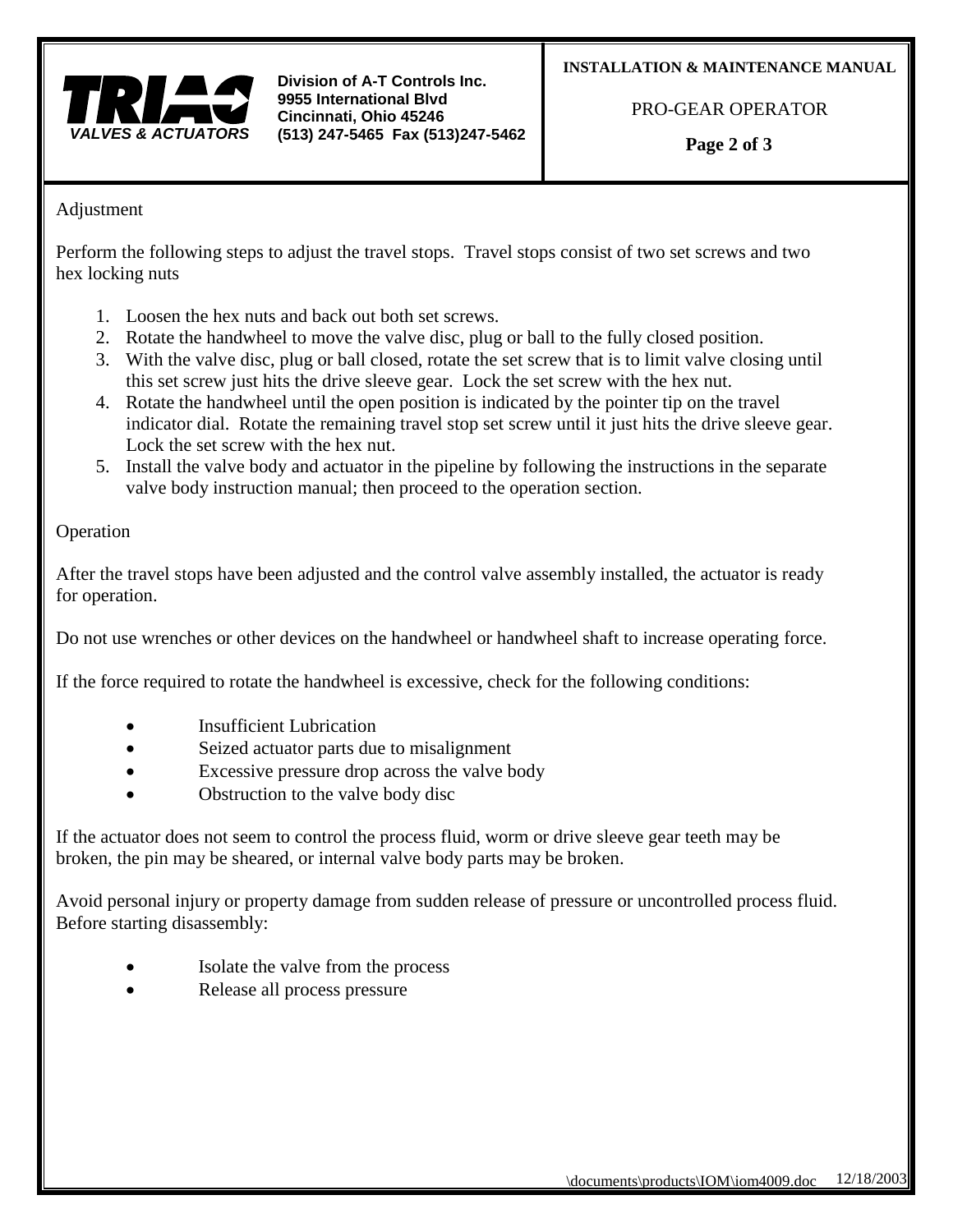## Adjustment

Perform the following steps to adjust the travel stops. Travel stops consist of two set screws and two hex locking nuts

1. Loosen the hex nuts and back out both set screws.
2. Rotate the handwheel to move the valve disc, plug or ball to the fully closed position.
3. With the valve disc, plug or ball closed, rotate the set screw that is to limit valve closing until this set screw just hits the drive sleeve gear. Lock the set screw with the hex nut.
4. Rotate the handwheel until the open position is indicated by the pointer tip on the travel indicator dial. Rotate the remaining travel stop set screw until it just hits the drive sleeve gear. Lock the set screw with the hex nut.
5. Install the valve body and actuator in the pipeline by following the instructions in the separate valve body instruction manual; then proceed to the operation section.

## Operation

After the travel stops have been adjusted and the control valve assembly installed, the actuator is ready for operation.

Do not use wrenches or other devices on the handwheel or handwheel shaft to increase operating force.

If the force required to rotate the handwheel is excessive, check for the following conditions:

- Insufficient Lubrication
- Seized actuator parts due to misalignment
- Excessive pressure drop across the valve body
- Obstruction to the valve body disc

If the actuator does not seem to control the process fluid, worm or drive sleeve gear teeth may be broken, the pin may be sheared, or internal valve body parts may be broken.

Avoid personal injury or property damage from sudden release of pressure or uncontrolled process fluid. Before starting disassembly:

- Isolate the valve from the process
- Release all process pressure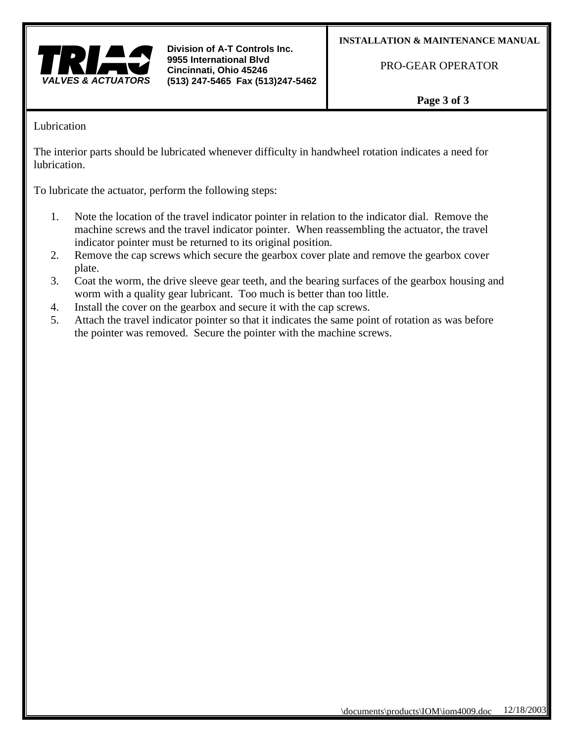Lubrication

The interior parts should be lubricated whenever difficulty in handwheel rotation indicates a need for lubrication.

To lubricate the actuator, perform the following steps:

1. Note the location of the travel indicator pointer in relation to the indicator dial. Remove the machine screws and the travel indicator pointer. When reassembling the actuator, the travel indicator pointer must be returned to its original position.
2. Remove the cap screws which secure the gearbox cover plate and remove the gearbox cover plate.
3. Coat the worm, the drive sleeve gear teeth, and the bearing surfaces of the gearbox housing and worm with a quality gear lubricant. Too much is better than too little.
4. Install the cover on the gearbox and secure it with the cap screws.
5. Attach the travel indicator pointer so that it indicates the same point of rotation as was before the pointer was removed. Secure the pointer with the machine screws.